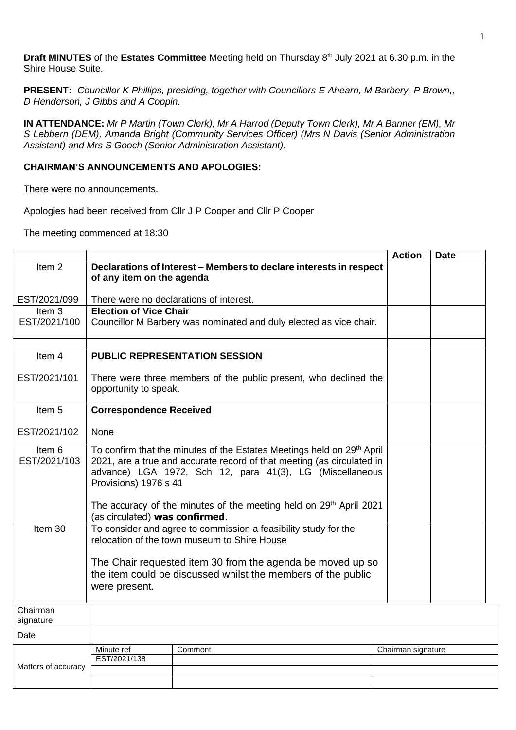**Draft MINUTES** of the **Estates Committee** Meeting held on Thursday 8th July 2021 at 6.30 p.m. in the Shire House Suite.

**PRESENT:** *Councillor K Phillips, presiding, together with Councillors E Ahearn, M Barbery, P Brown,, D Henderson, J Gibbs and A Coppin.*

**IN ATTENDANCE:** *Mr P Martin (Town Clerk), Mr A Harrod (Deputy Town Clerk), Mr A Banner (EM), Mr S Lebbern (DEM), Amanda Bright (Community Services Officer) (Mrs N Davis (Senior Administration Assistant) and Mrs S Gooch (Senior Administration Assistant).*

**CHAIRMAN'S ANNOUNCEMENTS AND APOLOGIES:**

There were no announcements.

Apologies had been received from Cllr J P Cooper and Cllr P Cooper

The meeting commenced at 18:30

| | | **Action** | **Date** |
|---|---|---|---|
| Item 2<br><br>EST/2021/099 | **Declarations of Interest – Members to declare interests in respect of any item on the agenda**<br><br>There were no declarations of interest. | | |
| Item 3<br>EST/2021/100 | **Election of Vice Chair**<br>Councillor M Barbery was nominated and duly elected as vice chair. | | |
| | | | |
| Item 4<br><br>EST/2021/101 | **PUBLIC REPRESENTATION SESSION**<br><br>There were three members of the public present, who declined the opportunity to speak. | | |
| Item 5<br><br>EST/2021/102 | **Correspondence Received**<br><br>None | | |
| Item 6<br>EST/2021/103 | To confirm that the minutes of the Estates Meetings held on 29th April 2021, are a true and accurate record of that meeting (as circulated in advance) LGA 1972, Sch 12, para 41(3), LG (Miscellaneous Provisions) 1976 s 41<br><br>The accuracy of the minutes of the meeting held on 29th April 2021 (as circulated) **was confirmed**. | | |
| Item 30 | To consider and agree to commission a feasibility study for the relocation of the town museum to Shire House<br><br>The Chair requested item 30 from the agenda be moved up so the item could be discussed whilst the members of the public were present. | | |

| Chairman signature | | | |
|---|---|---|---|
| Date | | | |
| Matters of accuracy | Minute ref | Comment | Chairman signature |
| | EST/2021/138 | | |
| | | | |
| | | | |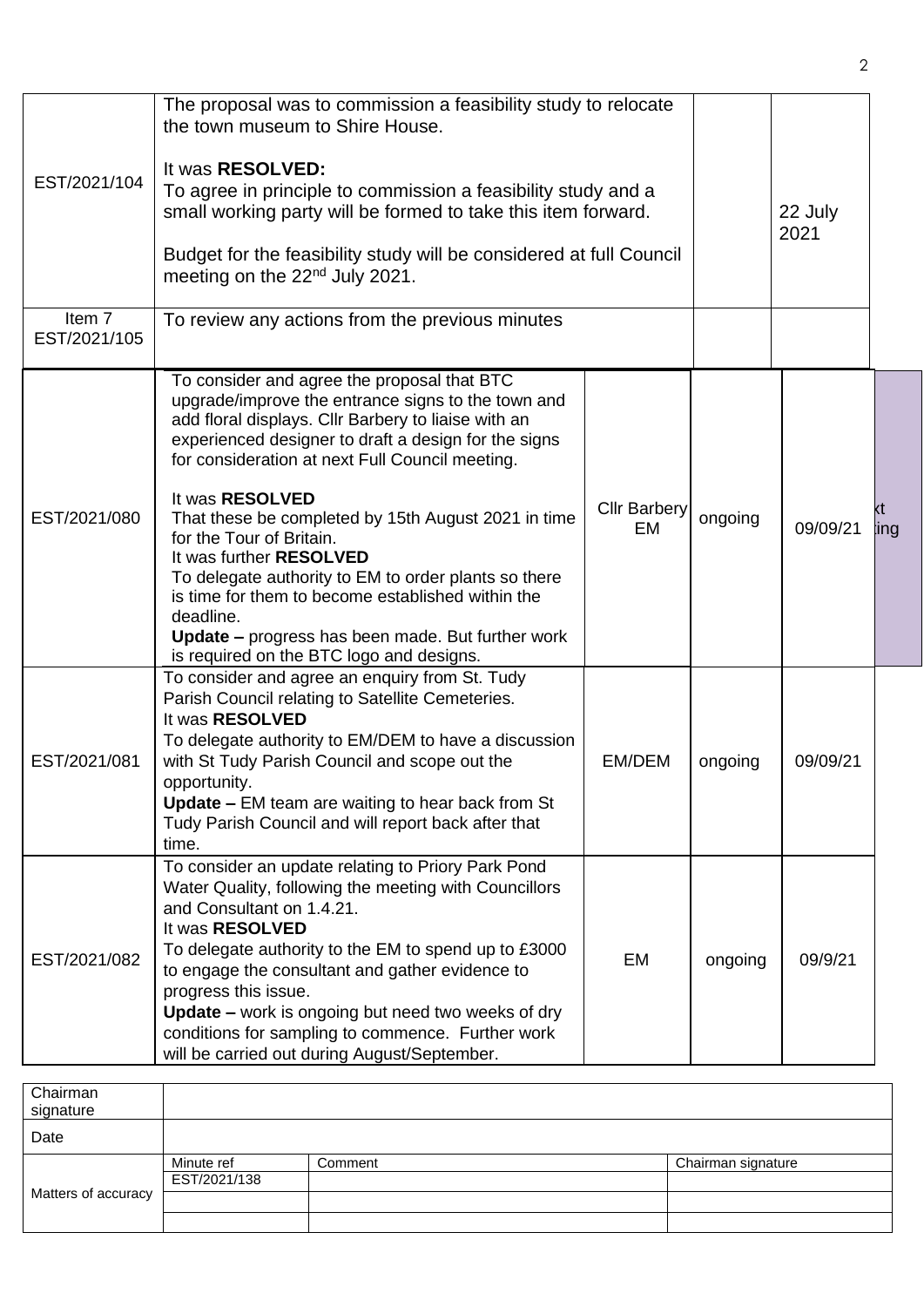| | | | | |
|---|---|---|---|---|
| EST/2021/104 | The proposal was to commission a feasibility study to relocate the town museum to Shire House.<br><br>It was **RESOLVED:**<br>To agree in principle to commission a feasibility study and a small working party will be formed to take this item forward.<br><br>Budget for the feasibility study will be considered at full Council meeting on the 22nd July 2021. | | | 22 July 2021 |
| Item 7<br>EST/2021/105 | To review any actions from the previous minutes | | | |
| EST/2021/080 | To consider and agree the proposal that BTC upgrade/improve the entrance signs to the town and add floral displays. Cllr Barbery to liaise with an experienced designer to draft a design for the signs for consideration at next Full Council meeting.<br><br>It was **RESOLVED**<br>That these be completed by 15th August 2021 in time for the Tour of Britain.<br>It was further **RESOLVED**<br>To delegate authority to EM to order plants so there is time for them to become established within the deadline.<br>**Update –** progress has been made. But further work is required on the BTC logo and designs. | Cllr Barbery EM | ongoing | 09/09/21 |
| EST/2021/081 | To consider and agree an enquiry from St. Tudy Parish Council relating to Satellite Cemeteries.<br>It was **RESOLVED**<br>To delegate authority to EM/DEM to have a discussion with St Tudy Parish Council and scope out the opportunity.<br>**Update –** EM team are waiting to hear back from St Tudy Parish Council and will report back after that time. | EM/DEM | ongoing | 09/09/21 |
| EST/2021/082 | To consider an update relating to Priory Park Pond Water Quality, following the meeting with Councillors and Consultant on 1.4.21.<br>It was **RESOLVED**<br>To delegate authority to the EM to spend up to £3000 to engage the consultant and gather evidence to progress this issue.<br>**Update –** work is ongoing but need two weeks of dry conditions for sampling to commence. Further work will be carried out during August/September. | EM | ongoing | 09/9/21 |

| | | | |
|---|---|---|---|
| Chairman signature | | | |
| Date | | | |
| Matters of accuracy | Minute ref | Comment | Chairman signature |
| | EST/2021/138 | | |
| | | | |
| | | | |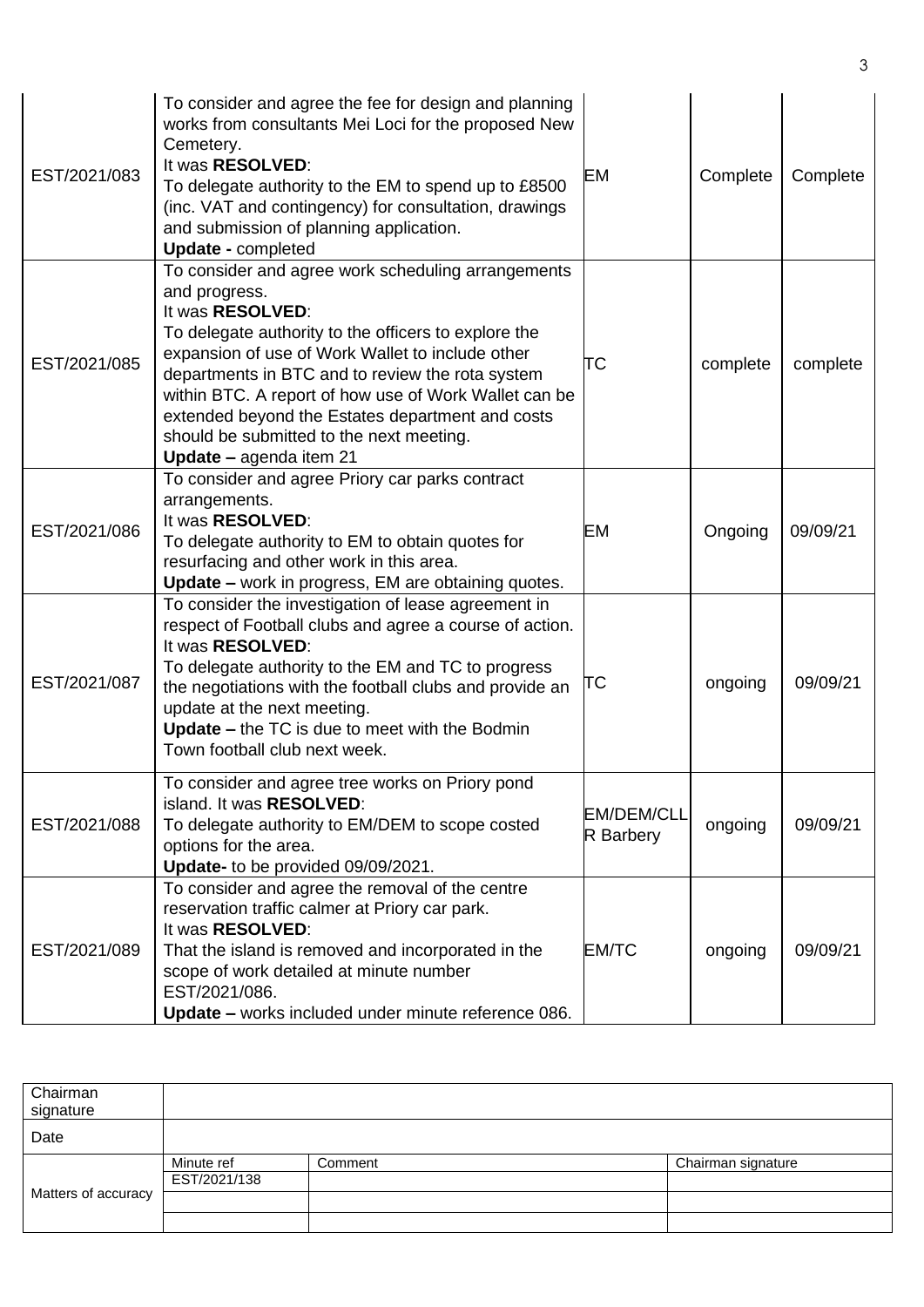| | | | | |
|---|---|---|---|---|
| EST/2021/083 | To consider and agree the fee for design and planning works from consultants Mei Loci for the proposed New Cemetery.<br>It was **RESOLVED**:<br>To delegate authority to the EM to spend up to £8500 (inc. VAT and contingency) for consultation, drawings and submission of planning application.<br>**Update -** completed | EM | Complete | Complete |
| EST/2021/085 | To consider and agree work scheduling arrangements and progress.<br>It was **RESOLVED**:<br>To delegate authority to the officers to explore the expansion of use of Work Wallet to include other departments in BTC and to review the rota system within BTC. A report of how use of Work Wallet can be extended beyond the Estates department and costs should be submitted to the next meeting.<br>**Update –** agenda item 21 | TC | complete | complete |
| EST/2021/086 | To consider and agree Priory car parks contract arrangements.<br>It was **RESOLVED**:<br>To delegate authority to EM to obtain quotes for resurfacing and other work in this area.<br>**Update –** work in progress, EM are obtaining quotes. | EM | Ongoing | 09/09/21 |
| EST/2021/087 | To consider the investigation of lease agreement in respect of Football clubs and agree a course of action.<br>It was **RESOLVED**:<br>To delegate authority to the EM and TC to progress the negotiations with the football clubs and provide an update at the next meeting.<br>**Update –** the TC is due to meet with the Bodmin Town football club next week. | TC | ongoing | 09/09/21 |
| EST/2021/088 | To consider and agree tree works on Priory pond island. It was **RESOLVED**:<br>To delegate authority to EM/DEM to scope costed options for the area.<br>**Update-** to be provided 09/09/2021. | EM/DEM/CLLR Barbery | ongoing | 09/09/21 |
| EST/2021/089 | To consider and agree the removal of the centre reservation traffic calmer at Priory car park.<br>It was **RESOLVED**:<br>That the island is removed and incorporated in the scope of work detailed at minute number EST/2021/086.<br>**Update –** works included under minute reference 086. | EM/TC | ongoing | 09/09/21 |

| | | | |
|---|---|---|---|
| Chairman signature | | | |
| Date | | | |
| Matters of accuracy | Minute ref | Comment | Chairman signature |
| | EST/2021/138 | | |
| | | | |
| | | | |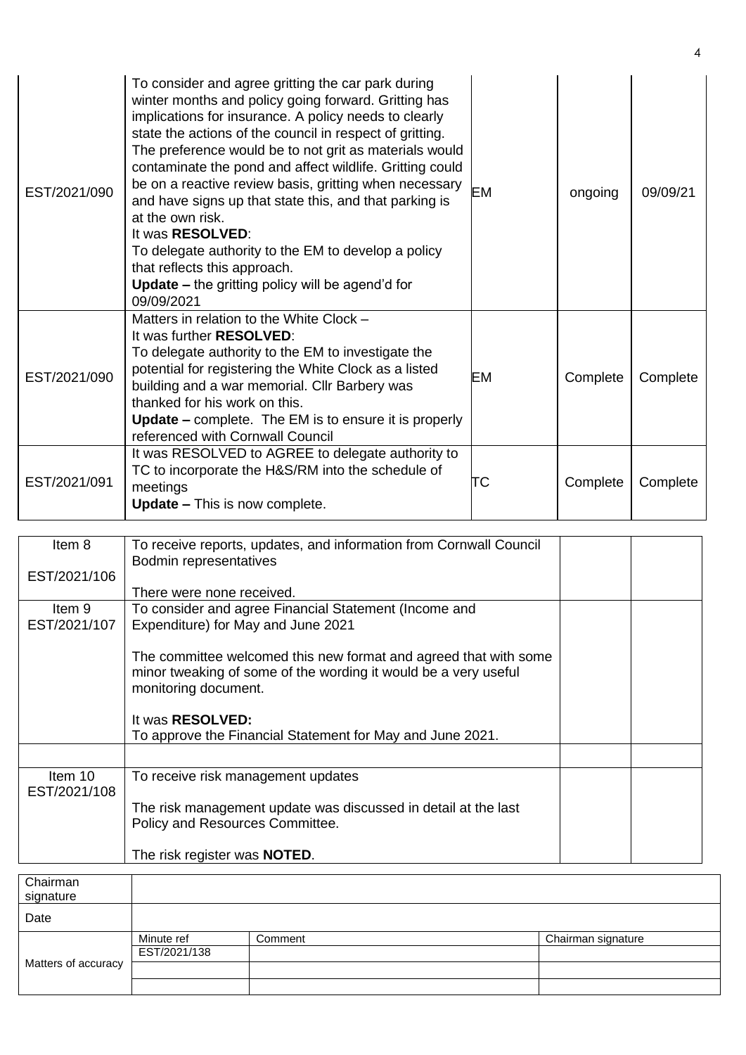| | | | | |
|---|---|---|---|---|
| EST/2021/090 | To consider and agree gritting the car park during winter months and policy going forward. Gritting has implications for insurance. A policy needs to clearly state the actions of the council in respect of gritting. The preference would be to not grit as materials would contaminate the pond and affect wildlife. Gritting could be on a reactive review basis, gritting when necessary and have signs up that state this, and that parking is at the own risk.<br>It was **RESOLVED**:<br>To delegate authority to the EM to develop a policy that reflects this approach.<br>**Update –** the gritting policy will be agend'd for 09/09/2021 | EM | ongoing | 09/09/21 |
| EST/2021/090 | Matters in relation to the White Clock –<br>It was further **RESOLVED**:<br>To delegate authority to the EM to investigate the potential for registering the White Clock as a listed building and a war memorial. Cllr Barbery was thanked for his work on this.<br>**Update –** complete. The EM is to ensure it is properly referenced with Cornwall Council | EM | Complete | Complete |
| EST/2021/091 | It was RESOLVED to AGREE to delegate authority to TC to incorporate the H&S/RM into the schedule of meetings<br>**Update –** This is now complete. | TC | Complete | Complete |

| | | | |
|---|---|---|---|
| Item 8<br><br>EST/2021/106 | To receive reports, updates, and information from Cornwall Council Bodmin representatives<br><br>There were none received. | | |
| Item 9<br>EST/2021/107 | To consider and agree Financial Statement (Income and Expenditure) for May and June 2021<br><br>The committee welcomed this new format and agreed that with some minor tweaking of some of the wording it would be a very useful monitoring document.<br><br>It was **RESOLVED:**<br>To approve the Financial Statement for May and June 2021. | | |
| | | | |
| Item 10<br>EST/2021/108 | To receive risk management updates<br><br>The risk management update was discussed in detail at the last Policy and Resources Committee.<br><br>The risk register was **NOTED**. | | |

| | | | |
|---|---|---|---|
| Chairman signature | | | |
| Date | | | |
| Matters of accuracy | Minute ref | Comment | Chairman signature |
| | EST/2021/138 | | |
| | | | |
| | | | |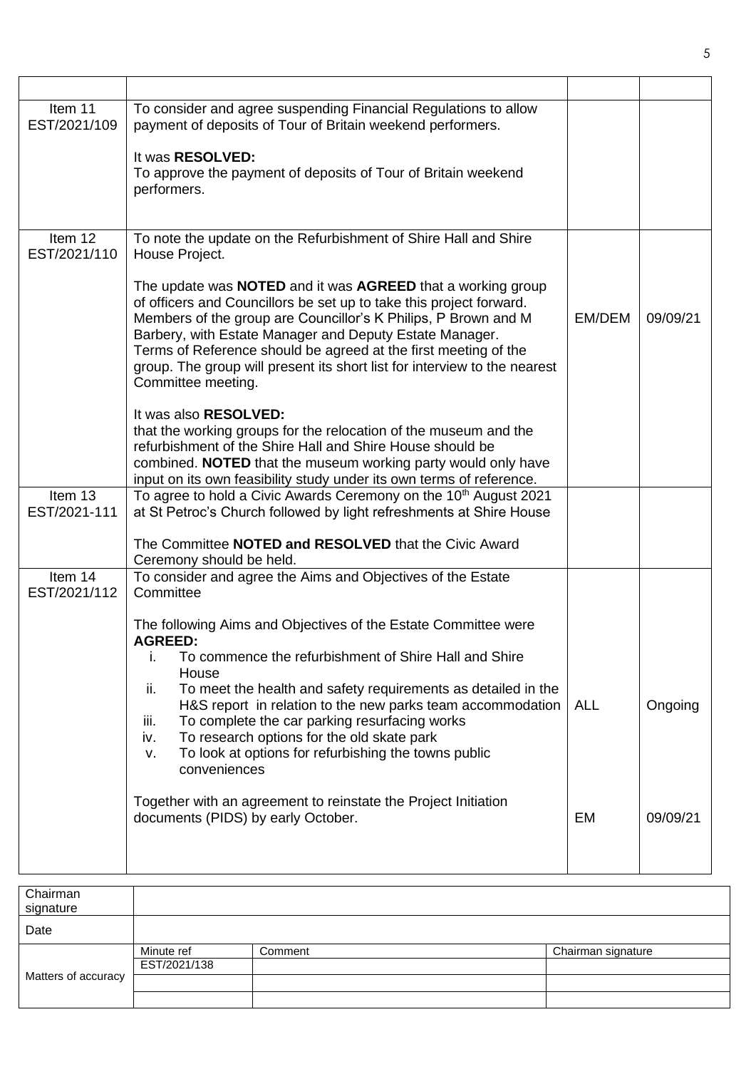| | | | |
|---|---|---|---|
| Item 11<br>EST/2021/109 | To consider and agree suspending Financial Regulations to allow payment of deposits of Tour of Britain weekend performers.<br><br>It was **RESOLVED:**<br>To approve the payment of deposits of Tour of Britain weekend performers. | | |
| Item 12<br>EST/2021/110 | To note the update on the Refurbishment of Shire Hall and Shire House Project.<br><br>The update was **NOTED** and it was **AGREED** that a working group of officers and Councillors be set up to take this project forward. Members of the group are Councillor's K Philips, P Brown and M Barbery, with Estate Manager and Deputy Estate Manager. Terms of Reference should be agreed at the first meeting of the group. The group will present its short list for interview to the nearest Committee meeting.<br><br>It was also **RESOLVED:**<br>that the working groups for the relocation of the museum and the refurbishment of the Shire Hall and Shire House should be combined. **NOTED** that the museum working party would only have input on its own feasibility study under its own terms of reference. | EM/DEM | 09/09/21 |
| Item 13<br>EST/2021-111 | To agree to hold a Civic Awards Ceremony on the 10th August 2021 at St Petroc's Church followed by light refreshments at Shire House<br><br>The Committee **NOTED and RESOLVED** that the Civic Award Ceremony should be held. | | |
| Item 14<br>EST/2021/112 | To consider and agree the Aims and Objectives of the Estate Committee<br><br>The following Aims and Objectives of the Estate Committee were **AGREED:**<br>i. To commence the refurbishment of Shire Hall and Shire House<br>ii. To meet the health and safety requirements as detailed in the H&S report in relation to the new parks team accommodation<br>iii. To complete the car parking resurfacing works<br>iv. To research options for the old skate park<br>v. To look at options for refurbishing the towns public conveniences<br><br>Together with an agreement to reinstate the Project Initiation documents (PIDS) by early October. | ALL<br><br>EM | Ongoing<br><br>09/09/21 |

| Chairman signature | | | |
|---|---|---|---|
| Date | | | |
| Matters of accuracy | Minute ref | Comment | Chairman signature |
| | EST/2021/138 | | |
| | | | |
| | | | |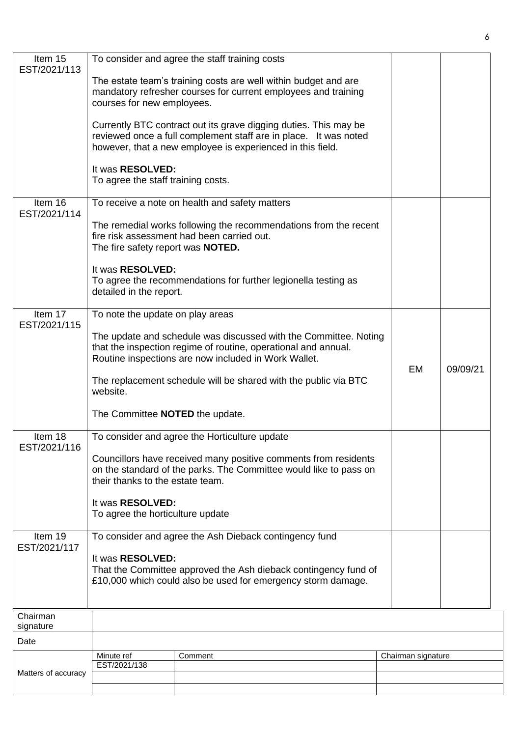| Item | Details | Action | Date |
|---|---|---|---|
| Item 15 EST/2021/113 | To consider and agree the staff training costs<br><br>The estate team's training costs are well within budget and are mandatory refresher courses for current employees and training courses for new employees.<br><br>Currently BTC contract out its grave digging duties. This may be reviewed once a full complement staff are in place. It was noted however, that a new employee is experienced in this field.<br><br>It was **RESOLVED:**<br>To agree the staff training costs. | | |
| Item 16 EST/2021/114 | To receive a note on health and safety matters<br><br>The remedial works following the recommendations from the recent fire risk assessment had been carried out.<br>The fire safety report was **NOTED.**<br><br>It was **RESOLVED:**<br>To agree the recommendations for further legionella testing as detailed in the report. | | |
| Item 17 EST/2021/115 | To note the update on play areas<br><br>The update and schedule was discussed with the Committee. Noting that the inspection regime of routine, operational and annual. Routine inspections are now included in Work Wallet.<br><br>The replacement schedule will be shared with the public via BTC website.<br><br>The Committee **NOTED** the update. | EM | 09/09/21 |
| Item 18 EST/2021/116 | To consider and agree the Horticulture update<br><br>Councillors have received many positive comments from residents on the standard of the parks. The Committee would like to pass on their thanks to the estate team.<br><br>It was **RESOLVED:**<br>To agree the horticulture update | | |
| Item 19 EST/2021/117 | To consider and agree the Ash Dieback contingency fund<br><br>It was **RESOLVED:**<br>That the Committee approved the Ash dieback contingency fund of £10,000 which could also be used for emergency storm damage. | | |

| Chairman signature | | | |
|---|---|---|---|
| Date | | | |
| Matters of accuracy | Minute ref | Comment | Chairman signature |
| | EST/2021/138 | | |
| | | | |
| | | | |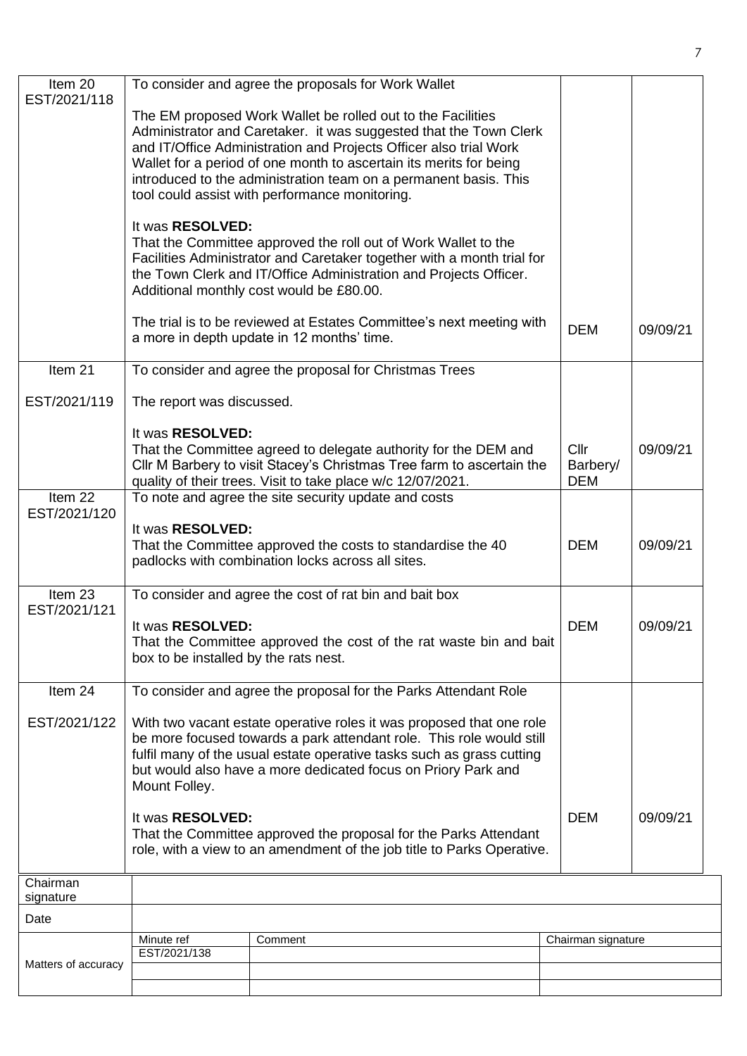| Item | Details | Action | Date |
|---|---|---|---|
| Item 20<br>EST/2021/118 | To consider and agree the proposals for Work Wallet<br><br>The EM proposed Work Wallet be rolled out to the Facilities Administrator and Caretaker. it was suggested that the Town Clerk and IT/Office Administration and Projects Officer also trial Work Wallet for a period of one month to ascertain its merits for being introduced to the administration team on a permanent basis. This tool could assist with performance monitoring.<br><br>It was **RESOLVED:**<br>That the Committee approved the roll out of Work Wallet to the Facilities Administrator and Caretaker together with a month trial for the Town Clerk and IT/Office Administration and Projects Officer. Additional monthly cost would be £80.00.<br><br>The trial is to be reviewed at Estates Committee's next meeting with a more in depth update in 12 months' time. | DEM | 09/09/21 |
| Item 21<br><br>EST/2021/119 | To consider and agree the proposal for Christmas Trees<br><br>The report was discussed.<br><br>It was **RESOLVED:**<br>That the Committee agreed to delegate authority for the DEM and Cllr M Barbery to visit Stacey's Christmas Tree farm to ascertain the quality of their trees. Visit to take place w/c 12/07/2021. | Cllr Barbery/ DEM | 09/09/21 |
| Item 22<br>EST/2021/120 | To note and agree the site security update and costs<br><br>It was **RESOLVED:**<br>That the Committee approved the costs to standardise the 40 padlocks with combination locks across all sites. | DEM | 09/09/21 |
| Item 23<br>EST/2021/121 | To consider and agree the cost of rat bin and bait box<br><br>It was **RESOLVED:**<br>That the Committee approved the cost of the rat waste bin and bait box to be installed by the rats nest. | DEM | 09/09/21 |
| Item 24<br><br>EST/2021/122 | To consider and agree the proposal for the Parks Attendant Role<br><br>With two vacant estate operative roles it was proposed that one role be more focused towards a park attendant role. This role would still fulfil many of the usual estate operative tasks such as grass cutting but would also have a more dedicated focus on Priory Park and Mount Folley.<br><br>It was **RESOLVED:**<br>That the Committee approved the proposal for the Parks Attendant role, with a view to an amendment of the job title to Parks Operative. | DEM | 09/09/21 |

| Chairman signature | | | |
|---|---|---|---|
| Date | | | |
| Matters of accuracy | Minute ref | Comment | Chairman signature |
| | EST/2021/138 | | |
| | | | |
| | | | |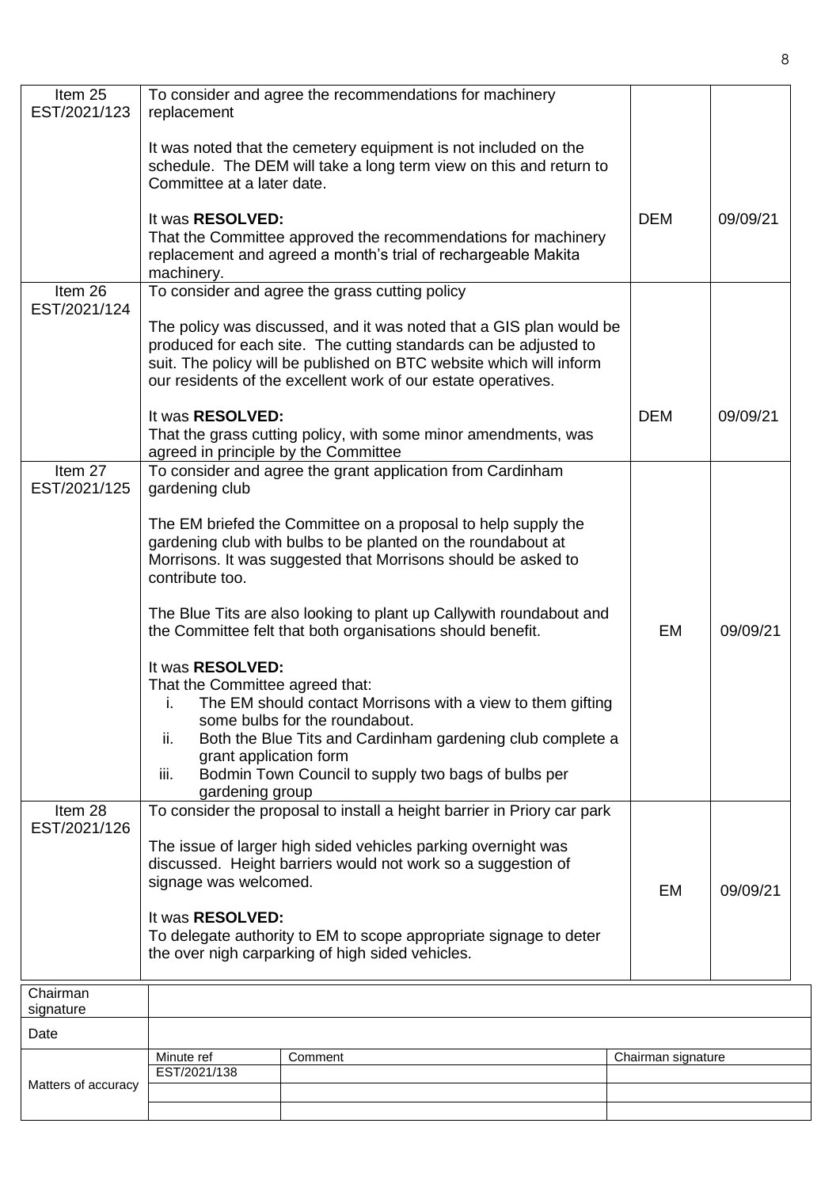| | | | |
|---|---|---|---|
| Item 25<br>EST/2021/123 | To consider and agree the recommendations for machinery replacement<br><br>It was noted that the cemetery equipment is not included on the schedule. The DEM will take a long term view on this and return to Committee at a later date.<br><br>It was **RESOLVED:**<br>That the Committee approved the recommendations for machinery replacement and agreed a month's trial of rechargeable Makita machinery. | DEM | 09/09/21 |
| Item 26<br>EST/2021/124 | To consider and agree the grass cutting policy<br><br>The policy was discussed, and it was noted that a GIS plan would be produced for each site. The cutting standards can be adjusted to suit. The policy will be published on BTC website which will inform our residents of the excellent work of our estate operatives.<br><br>It was **RESOLVED:**<br>That the grass cutting policy, with some minor amendments, was agreed in principle by the Committee | DEM | 09/09/21 |
| Item 27<br>EST/2021/125 | To consider and agree the grant application from Cardinham gardening club<br><br>The EM briefed the Committee on a proposal to help supply the gardening club with bulbs to be planted on the roundabout at Morrisons. It was suggested that Morrisons should be asked to contribute too.<br><br>The Blue Tits are also looking to plant up Callywith roundabout and the Committee felt that both organisations should benefit.<br><br>It was **RESOLVED:**<br>That the Committee agreed that:<br>i. The EM should contact Morrisons with a view to them gifting some bulbs for the roundabout.<br>ii. Both the Blue Tits and Cardinham gardening club complete a grant application form<br>iii. Bodmin Town Council to supply two bags of bulbs per gardening group | EM | 09/09/21 |
| Item 28<br>EST/2021/126 | To consider the proposal to install a height barrier in Priory car park<br><br>The issue of larger high sided vehicles parking overnight was discussed. Height barriers would not work so a suggestion of signage was welcomed.<br><br>It was **RESOLVED:**<br>To delegate authority to EM to scope appropriate signage to deter the over nigh carparking of high sided vehicles. | EM | 09/09/21 |

| | | | |
|---|---|---|---|
| Chairman signature | | | |
| Date | | | |
| Matters of accuracy | Minute ref | Comment | Chairman signature |
| | EST/2021/138 | | |
| | | | |
| | | | |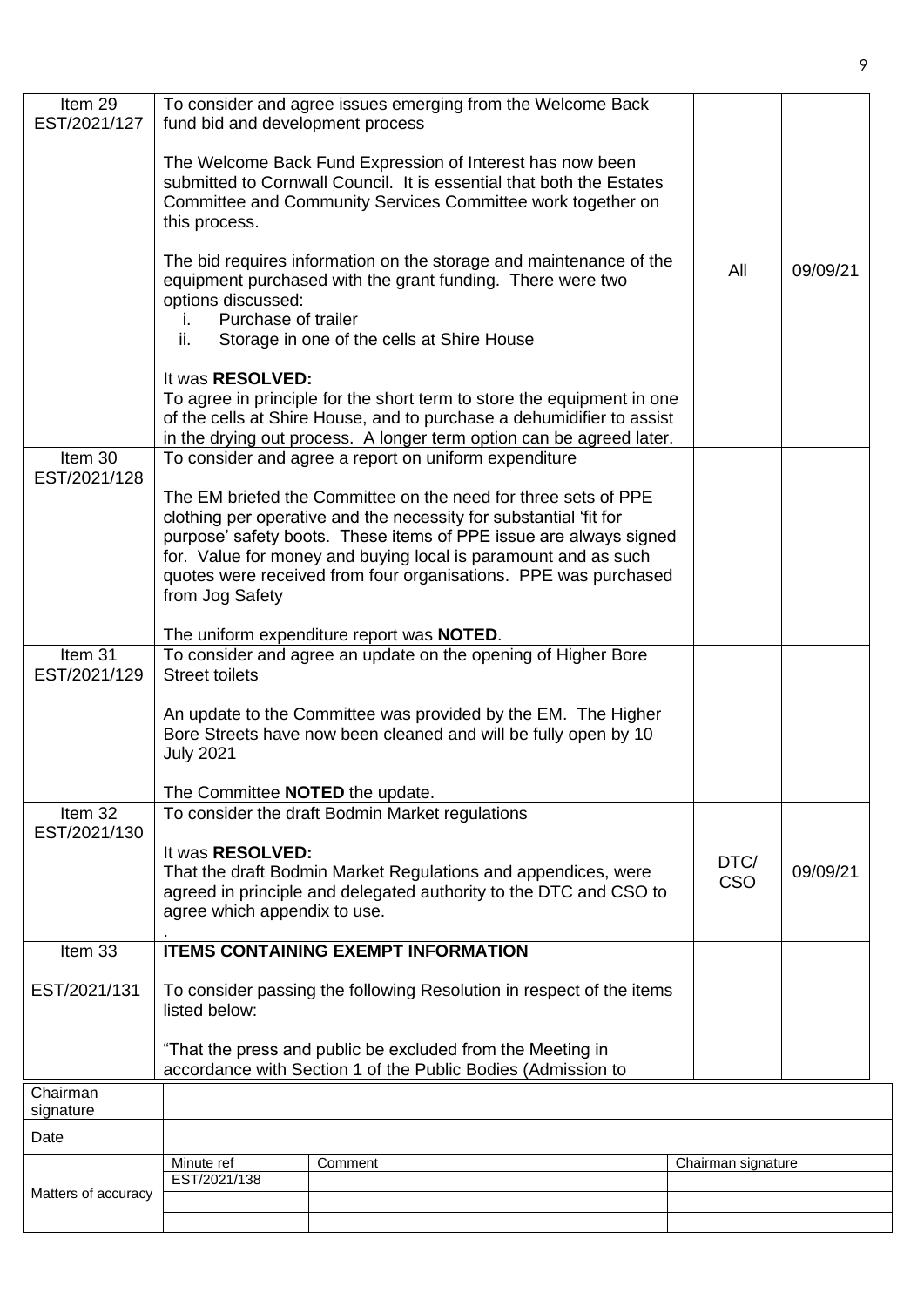| Item 29 EST/2021/127 | To consider and agree issues emerging from the Welcome Back fund bid and development process<br><br>The Welcome Back Fund Expression of Interest has now been submitted to Cornwall Council. It is essential that both the Estates Committee and Community Services Committee work together on this process.<br><br>The bid requires information on the storage and maintenance of the equipment purchased with the grant funding. There were two options discussed:<br>i. Purchase of trailer<br>ii. Storage in one of the cells at Shire House<br><br>It was **RESOLVED:**<br>To agree in principle for the short term to store the equipment in one of the cells at Shire House, and to purchase a dehumidifier to assist in the drying out process. A longer term option can be agreed later. | All | 09/09/21 |
|---|---|---|---|
| Item 30 EST/2021/128 | To consider and agree a report on uniform expenditure<br><br>The EM briefed the Committee on the need for three sets of PPE clothing per operative and the necessity for substantial 'fit for purpose' safety boots. These items of PPE issue are always signed for. Value for money and buying local is paramount and as such quotes were received from four organisations. PPE was purchased from Jog Safety<br><br>The uniform expenditure report was **NOTED**. | | |
| Item 31 EST/2021/129 | To consider and agree an update on the opening of Higher Bore Street toilets<br><br>An update to the Committee was provided by the EM. The Higher Bore Streets have now been cleaned and will be fully open by 10 July 2021<br><br>The Committee **NOTED** the update. | | |
| Item 32 EST/2021/130 | To consider the draft Bodmin Market regulations<br><br>It was **RESOLVED:**<br>That the draft Bodmin Market Regulations and appendices, were agreed in principle and delegated authority to the DTC and CSO to agree which appendix to use.<br>. | DTC/ CSO | 09/09/21 |
| Item 33<br><br>EST/2021/131 | **ITEMS CONTAINING EXEMPT INFORMATION**<br><br>To consider passing the following Resolution in respect of the items listed below:<br><br>"That the press and public be excluded from the Meeting in accordance with Section 1 of the Public Bodies (Admission to | | |

| Chairman signature | | | |
|---|---|---|---|
| Date | | | |
| Matters of accuracy | Minute ref | Comment | Chairman signature |
| | EST/2021/138 | | |
| | | | |
| | | | |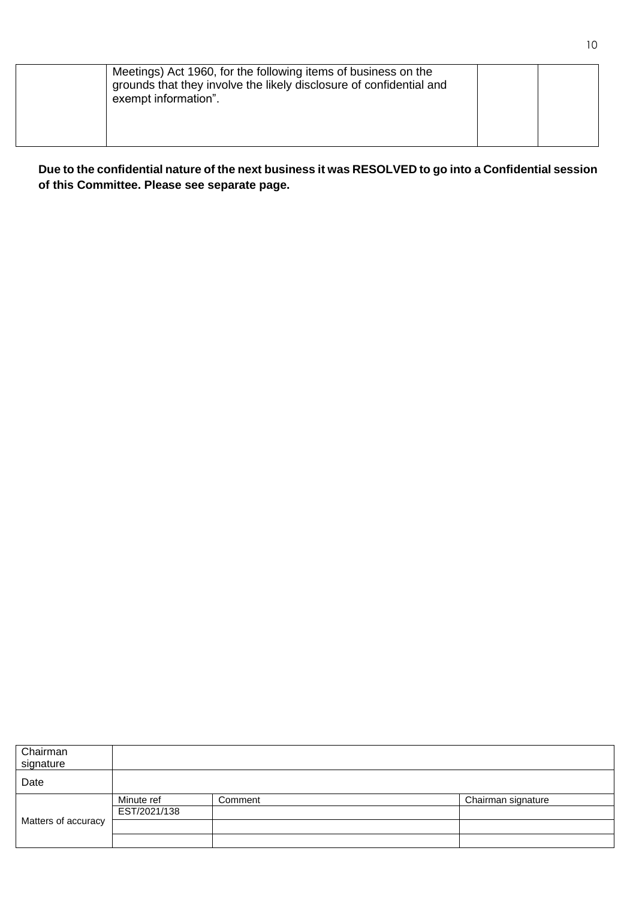| | | | |
|---|---|---|---|
| | Meetings) Act 1960, for the following items of business on the grounds that they involve the likely disclosure of confidential and exempt information". | | |

**Due to the confidential nature of the next business it was RESOLVED to go into a Confidential session of this Committee. Please see separate page.**

| | | | |
|---|---|---|---|
| Chairman signature | | | |
| Date | | | |
| Matters of accuracy | Minute ref | Comment | Chairman signature |
| | EST/2021/138 | | |
| | | | |
| | | | |